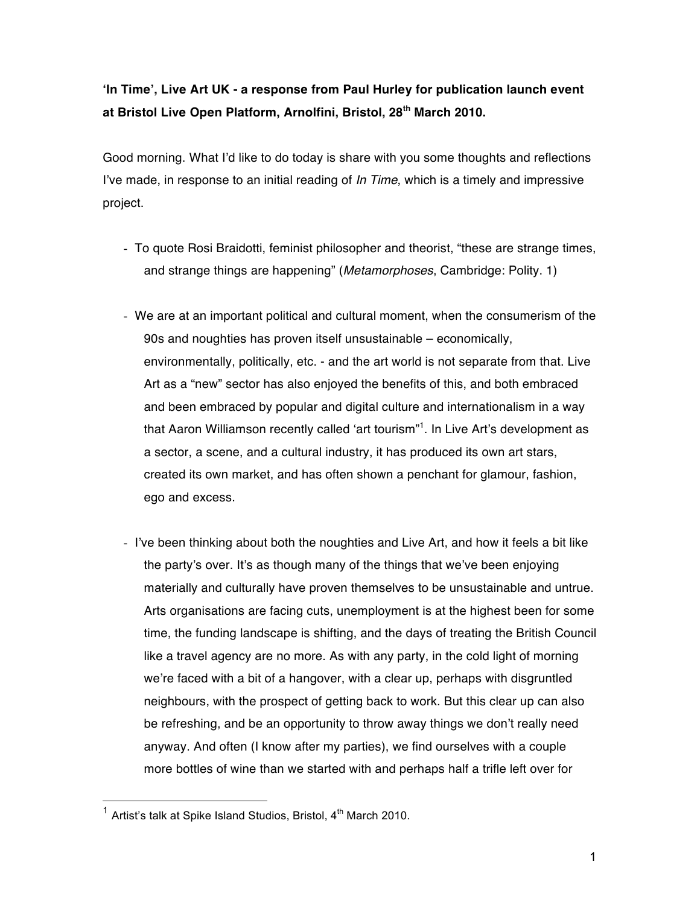**'In Time', Live Art UK - a response from Paul Hurley for publication launch event at Bristol Live Open Platform, Arnolfini, Bristol, 28th March 2010.**

Good morning. What I'd like to do today is share with you some thoughts and reflections I've made, in response to an initial reading of *In Time*, which is a timely and impressive project.

- To quote Rosi Braidotti, feminist philosopher and theorist, "these are strange times, and strange things are happening" (*Metamorphoses*, Cambridge: Polity. 1)

- We are at an important political and cultural moment, when the consumerism of the 90s and noughties has proven itself unsustainable – economically, environmentally, politically, etc. - and the art world is not separate from that. Live Art as a "new" sector has also enjoyed the benefits of this, and both embraced and been embraced by popular and digital culture and internationalism in a way that Aaron Williamson recently called 'art tourism"[1]. In Live Art's development as a sector, a scene, and a cultural industry, it has produced its own art stars, created its own market, and has often shown a penchant for glamour, fashion, ego and excess.

- I've been thinking about both the noughties and Live Art, and how it feels a bit like the party's over. It's as though many of the things that we've been enjoying materially and culturally have proven themselves to be unsustainable and untrue. Arts organisations are facing cuts, unemployment is at the highest been for some time, the funding landscape is shifting, and the days of treating the British Council like a travel agency are no more. As with any party, in the cold light of morning we're faced with a bit of a hangover, with a clear up, perhaps with disgruntled neighbours, with the prospect of getting back to work. But this clear up can also be refreshing, and be an opportunity to throw away things we don't really need anyway. And often (I know after my parties), we find ourselves with a couple more bottles of wine than we started with and perhaps half a trifle left over for

[1] Artist's talk at Spike Island Studios, Bristol, 4th March 2010.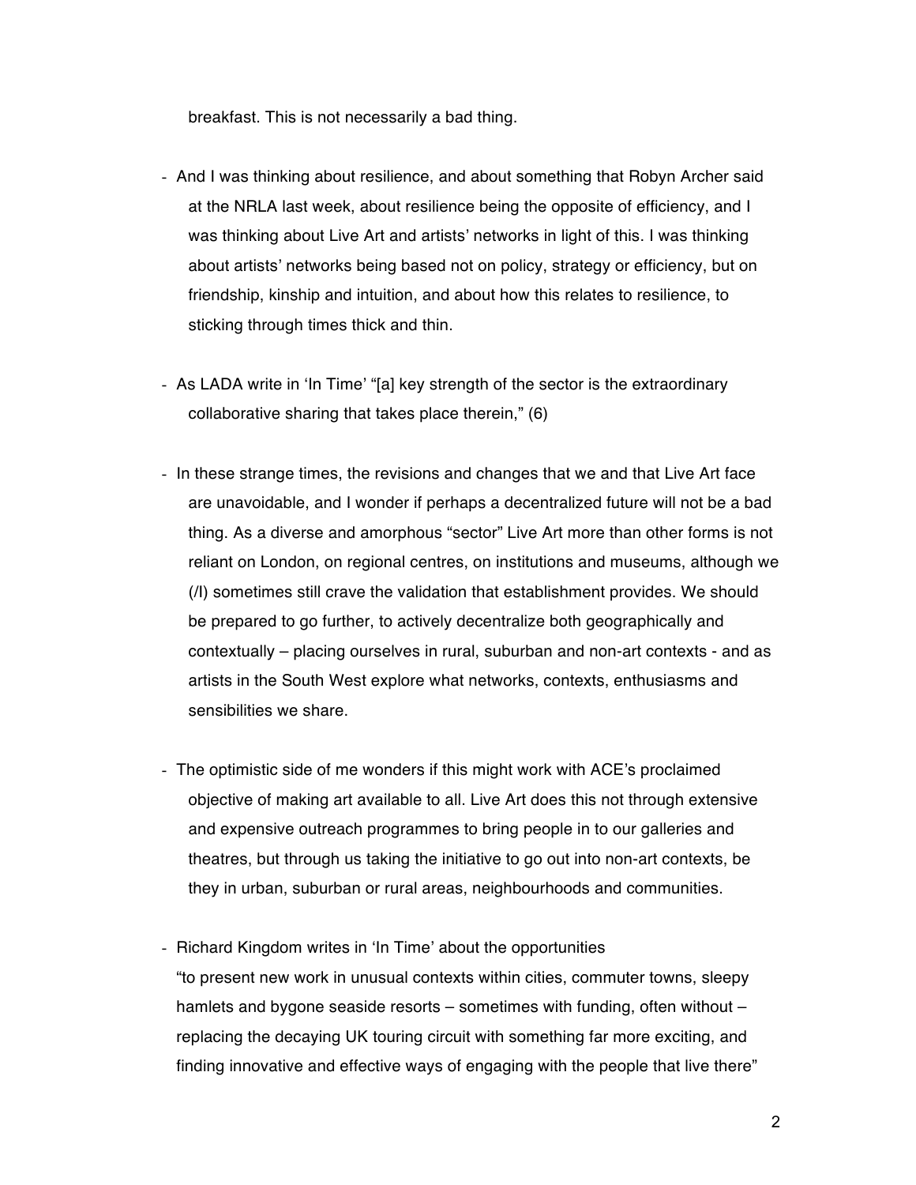breakfast. This is not necessarily a bad thing.

- And I was thinking about resilience, and about something that Robyn Archer said at the NRLA last week, about resilience being the opposite of efficiency, and I was thinking about Live Art and artists' networks in light of this. I was thinking about artists' networks being based not on policy, strategy or efficiency, but on friendship, kinship and intuition, and about how this relates to resilience, to sticking through times thick and thin.

- As LADA write in 'In Time' "[a] key strength of the sector is the extraordinary collaborative sharing that takes place therein," (6)

- In these strange times, the revisions and changes that we and that Live Art face are unavoidable, and I wonder if perhaps a decentralized future will not be a bad thing. As a diverse and amorphous "sector" Live Art more than other forms is not reliant on London, on regional centres, on institutions and museums, although we (/I) sometimes still crave the validation that establishment provides. We should be prepared to go further, to actively decentralize both geographically and contextually – placing ourselves in rural, suburban and non-art contexts - and as artists in the South West explore what networks, contexts, enthusiasms and sensibilities we share.

- The optimistic side of me wonders if this might work with ACE's proclaimed objective of making art available to all. Live Art does this not through extensive and expensive outreach programmes to bring people in to our galleries and theatres, but through us taking the initiative to go out into non-art contexts, be they in urban, suburban or rural areas, neighbourhoods and communities.

- Richard Kingdom writes in 'In Time' about the opportunities
"to present new work in unusual contexts within cities, commuter towns, sleepy hamlets and bygone seaside resorts – sometimes with funding, often without – replacing the decaying UK touring circuit with something far more exciting, and finding innovative and effective ways of engaging with the people that live there"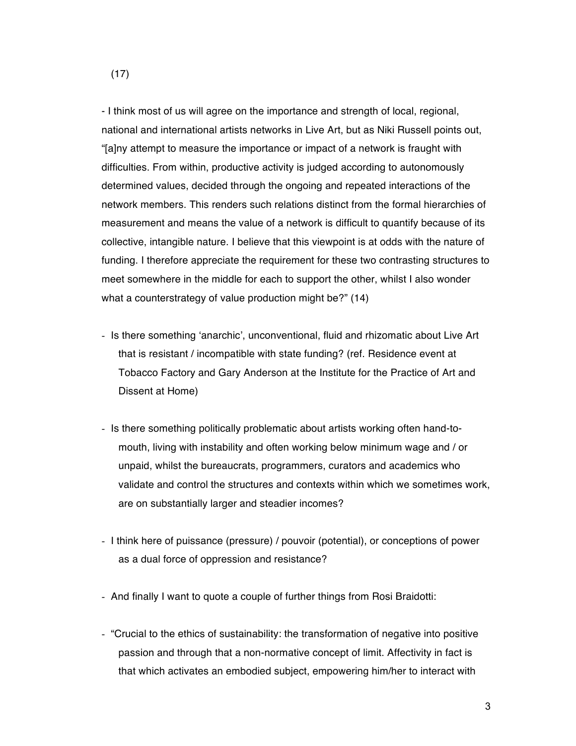(17)

- I think most of us will agree on the importance and strength of local, regional, national and international artists networks in Live Art, but as Niki Russell points out, "[a]ny attempt to measure the importance or impact of a network is fraught with difficulties. From within, productive activity is judged according to autonomously determined values, decided through the ongoing and repeated interactions of the network members. This renders such relations distinct from the formal hierarchies of measurement and means the value of a network is difficult to quantify because of its collective, intangible nature. I believe that this viewpoint is at odds with the nature of funding. I therefore appreciate the requirement for these two contrasting structures to meet somewhere in the middle for each to support the other, whilst I also wonder what a counterstrategy of value production might be?" (14)

- Is there something 'anarchic', unconventional, fluid and rhizomatic about Live Art that is resistant / incompatible with state funding? (ref. Residence event at Tobacco Factory and Gary Anderson at the Institute for the Practice of Art and Dissent at Home)

- Is there something politically problematic about artists working often hand-to-mouth, living with instability and often working below minimum wage and / or unpaid, whilst the bureaucrats, programmers, curators and academics who validate and control the structures and contexts within which we sometimes work, are on substantially larger and steadier incomes?

- I think here of puissance (pressure) / pouvoir (potential), or conceptions of power as a dual force of oppression and resistance?

- And finally I want to quote a couple of further things from Rosi Braidotti:

- "Crucial to the ethics of sustainability: the transformation of negative into positive passion and through that a non-normative concept of limit. Affectivity in fact is that which activates an embodied subject, empowering him/her to interact with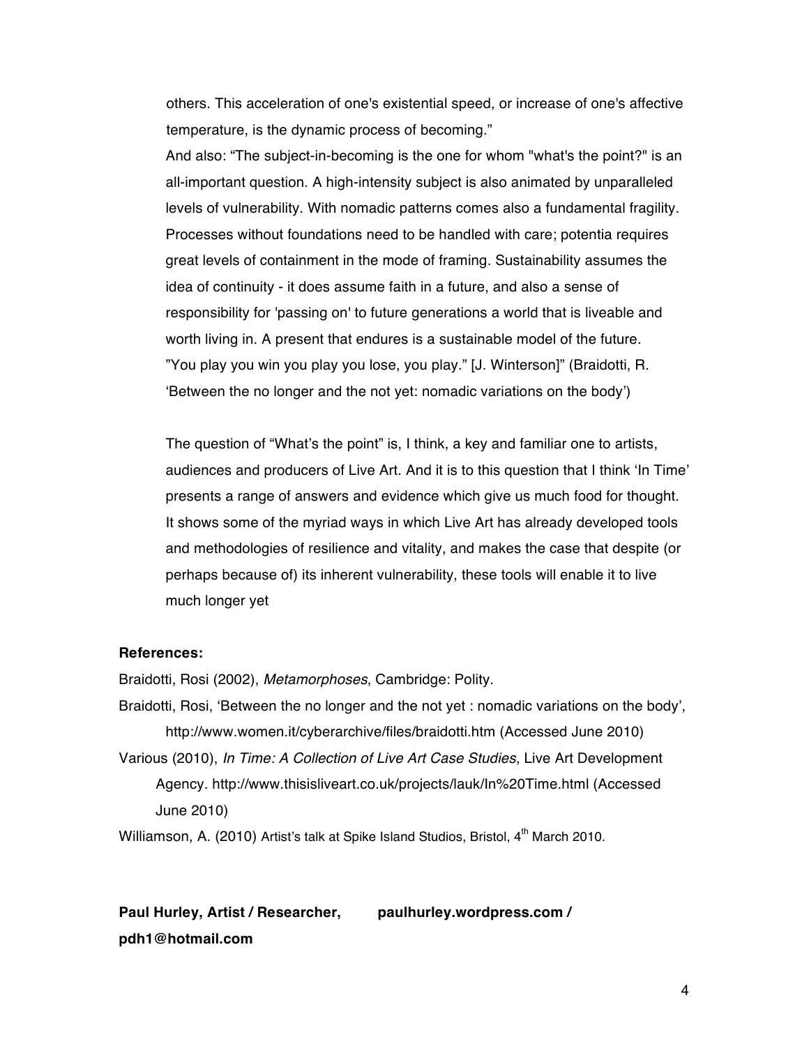others. This acceleration of one's existential speed, or increase of one's affective temperature, is the dynamic process of becoming."

And also: "The subject-in-becoming is the one for whom "what's the point?" is an all-important question. A high-intensity subject is also animated by unparalleled levels of vulnerability. With nomadic patterns comes also a fundamental fragility. Processes without foundations need to be handled with care; potentia requires great levels of containment in the mode of framing. Sustainability assumes the idea of continuity - it does assume faith in a future, and also a sense of responsibility for 'passing on' to future generations a world that is liveable and worth living in. A present that endures is a sustainable model of the future. "You play you win you play you lose, you play." [J. Winterson]" (Braidotti, R. 'Between the no longer and the not yet: nomadic variations on the body')

The question of "What's the point" is, I think, a key and familiar one to artists, audiences and producers of Live Art. And it is to this question that I think 'In Time' presents a range of answers and evidence which give us much food for thought. It shows some of the myriad ways in which Live Art has already developed tools and methodologies of resilience and vitality, and makes the case that despite (or perhaps because of) its inherent vulnerability, these tools will enable it to live much longer yet

**References:**

Braidotti, Rosi (2002), *Metamorphoses*, Cambridge: Polity.

Braidotti, Rosi, 'Between the no longer and the not yet : nomadic variations on the body', http://www.women.it/cyberarchive/files/braidotti.htm (Accessed June 2010)

Various (2010), *In Time: A Collection of Live Art Case Studies*, Live Art Development Agency. http://www.thisisliveart.co.uk/projects/lauk/In%20Time.html (Accessed June 2010)

Williamson, A. (2010) Artist's talk at Spike Island Studios, Bristol, 4th March 2010.

**Paul Hurley, Artist / Researcher, paulhurley.wordpress.com / pdh1@hotmail.com**